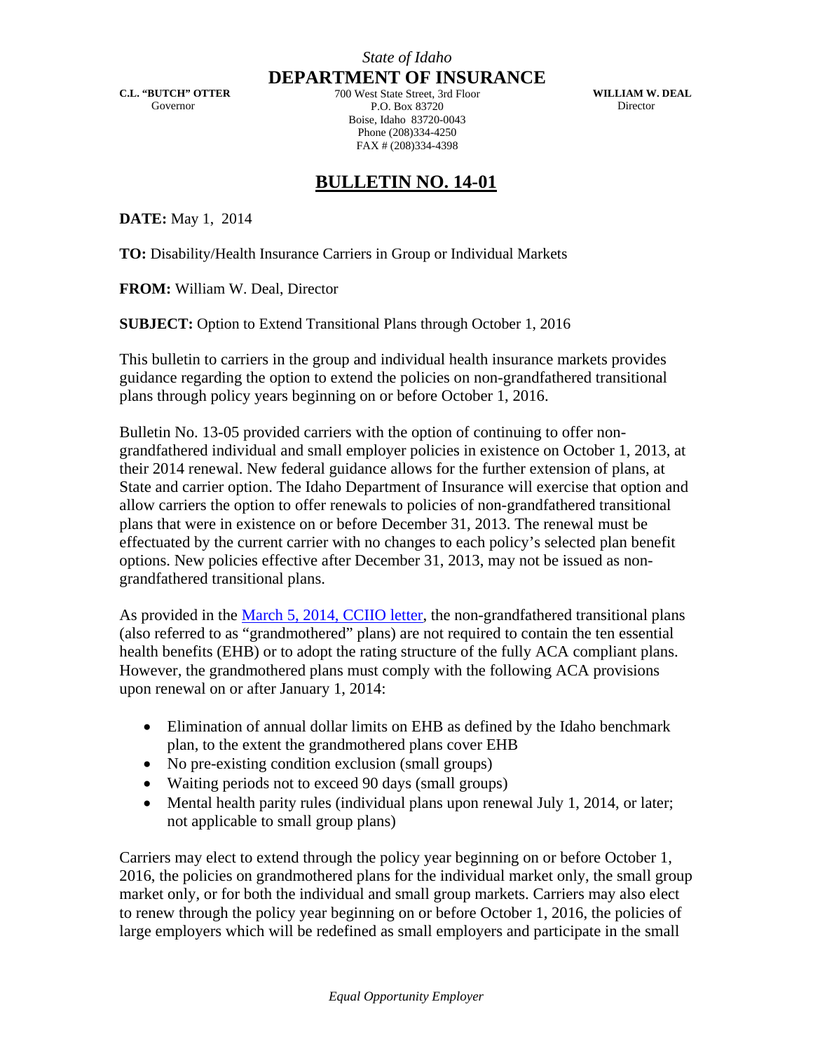*State of Idaho*
**DEPARTMENT OF INSURANCE**

**C.L. "BUTCH" OTTER**
Governor

700 West State Street, 3rd Floor
P.O. Box 83720
Boise, Idaho 83720-0043
Phone (208)334-4250
FAX # (208)334-4398

**WILLIAM W. DEAL**
Director

# BULLETIN NO. 14-01

**DATE:** May 1, 2014

**TO:** Disability/Health Insurance Carriers in Group or Individual Markets

**FROM:** William W. Deal, Director

**SUBJECT:** Option to Extend Transitional Plans through October 1, 2016

This bulletin to carriers in the group and individual health insurance markets provides guidance regarding the option to extend the policies on non-grandfathered transitional plans through policy years beginning on or before October 1, 2016.

Bulletin No. 13-05 provided carriers with the option of continuing to offer non-grandfathered individual and small employer policies in existence on October 1, 2013, at their 2014 renewal. New federal guidance allows for the further extension of plans, at State and carrier option. The Idaho Department of Insurance will exercise that option and allow carriers the option to offer renewals to policies of non-grandfathered transitional plans that were in existence on or before December 31, 2013. The renewal must be effectuated by the current carrier with no changes to each policy's selected plan benefit options. New policies effective after December 31, 2013, may not be issued as non-grandfathered transitional plans.

As provided in the March 5, 2014, CCIIO letter, the non-grandfathered transitional plans (also referred to as "grandmothered" plans) are not required to contain the ten essential health benefits (EHB) or to adopt the rating structure of the fully ACA compliant plans. However, the grandmothered plans must comply with the following ACA provisions upon renewal on or after January 1, 2014:

- Elimination of annual dollar limits on EHB as defined by the Idaho benchmark plan, to the extent the grandmothered plans cover EHB
- No pre-existing condition exclusion (small groups)
- Waiting periods not to exceed 90 days (small groups)
- Mental health parity rules (individual plans upon renewal July 1, 2014, or later; not applicable to small group plans)

Carriers may elect to extend through the policy year beginning on or before October 1, 2016, the policies on grandmothered plans for the individual market only, the small group market only, or for both the individual and small group markets. Carriers may also elect to renew through the policy year beginning on or before October 1, 2016, the policies of large employers which will be redefined as small employers and participate in the small

*Equal Opportunity Employer*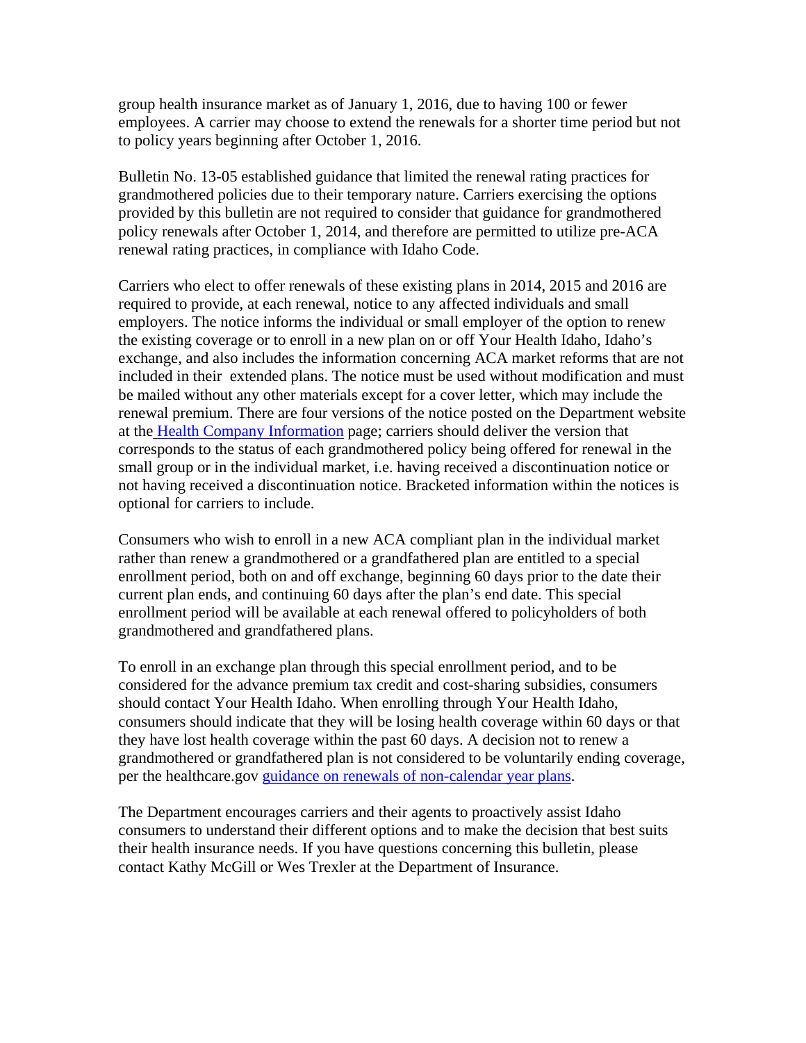group health insurance market as of January 1, 2016, due to having 100 or fewer employees. A carrier may choose to extend the renewals for a shorter time period but not to policy years beginning after October 1, 2016.

Bulletin No. 13-05 established guidance that limited the renewal rating practices for grandmothered policies due to their temporary nature. Carriers exercising the options provided by this bulletin are not required to consider that guidance for grandmothered policy renewals after October 1, 2014, and therefore are permitted to utilize pre-ACA renewal rating practices, in compliance with Idaho Code.

Carriers who elect to offer renewals of these existing plans in 2014, 2015 and 2016 are required to provide, at each renewal, notice to any affected individuals and small employers. The notice informs the individual or small employer of the option to renew the existing coverage or to enroll in a new plan on or off Your Health Idaho, Idaho's exchange, and also includes the information concerning ACA market reforms that are not included in their extended plans. The notice must be used without modification and must be mailed without any other materials except for a cover letter, which may include the renewal premium. There are four versions of the notice posted on the Department website at the Health Company Information page; carriers should deliver the version that corresponds to the status of each grandmothered policy being offered for renewal in the small group or in the individual market, i.e. having received a discontinuation notice or not having received a discontinuation notice. Bracketed information within the notices is optional for carriers to include.

Consumers who wish to enroll in a new ACA compliant plan in the individual market rather than renew a grandmothered or a grandfathered plan are entitled to a special enrollment period, both on and off exchange, beginning 60 days prior to the date their current plan ends, and continuing 60 days after the plan's end date. This special enrollment period will be available at each renewal offered to policyholders of both grandmothered and grandfathered plans.

To enroll in an exchange plan through this special enrollment period, and to be considered for the advance premium tax credit and cost-sharing subsidies, consumers should contact Your Health Idaho. When enrolling through Your Health Idaho, consumers should indicate that they will be losing health coverage within 60 days or that they have lost health coverage within the past 60 days. A decision not to renew a grandmothered or grandfathered plan is not considered to be voluntarily ending coverage, per the healthcare.gov guidance on renewals of non-calendar year plans.

The Department encourages carriers and their agents to proactively assist Idaho consumers to understand their different options and to make the decision that best suits their health insurance needs. If you have questions concerning this bulletin, please contact Kathy McGill or Wes Trexler at the Department of Insurance.